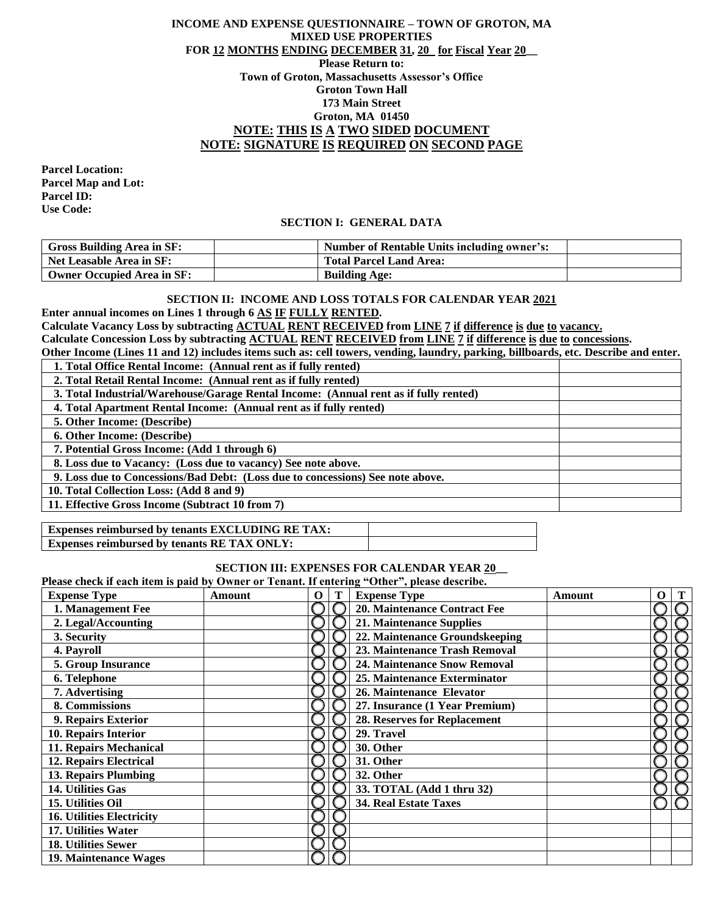# INCOME AND EXPENSE QUESTIONNAIRE – TOWN OF GROTON, MA
## MIXED USE PROPERTIES
**FOR 12 MONTHS ENDING DECEMBER 31, 20\_ for Fiscal Year 20\_\_**

**Please Return to:**
**Town of Groton, Massachusetts Assessor's Office**
**Groton Town Hall**
**173 Main Street**
**Groton, MA 01450**

**NOTE: THIS IS A TWO SIDED DOCUMENT**
**NOTE: SIGNATURE IS REQUIRED ON SECOND PAGE**

**Parcel Location:**
**Parcel Map and Lot:**
**Parcel ID:**
**Use Code:**

### SECTION I: GENERAL DATA

| Gross Building Area in SF: | | Number of Rentable Units including owner's: | |
|---|---|---|---|
| Net Leasable Area in SF: | | Total Parcel Land Area: | |
| Owner Occupied Area in SF: | | Building Age: | |

### SECTION II: INCOME AND LOSS TOTALS FOR CALENDAR YEAR 2021

**Enter annual incomes on Lines 1 through 6 AS IF FULLY RENTED.**
**Calculate Vacancy Loss by subtracting ACTUAL RENT RECEIVED from LINE 7 if difference is due to vacancy.**
**Calculate Concession Loss by subtracting ACTUAL RENT RECEIVED from LINE 7 if difference is due to concessions.**
**Other Income (Lines 11 and 12) includes items such as: cell towers, vending, laundry, parking, billboards, etc. Describe and enter.**

| | |
|---|---|
| 1. Total Office Rental Income: (Annual rent as if fully rented) | |
| 2. Total Retail Rental Income: (Annual rent as if fully rented) | |
| 3. Total Industrial/Warehouse/Garage Rental Income: (Annual rent as if fully rented) | |
| 4. Total Apartment Rental Income: (Annual rent as if fully rented) | |
| 5. Other Income: (Describe) | |
| 6. Other Income: (Describe) | |
| 7. Potential Gross Income: (Add 1 through 6) | |
| 8. Loss due to Vacancy: (Loss due to vacancy) See note above. | |
| 9. Loss due to Concessions/Bad Debt: (Loss due to concessions) See note above. | |
| 10. Total Collection Loss: (Add 8 and 9) | |
| 11. Effective Gross Income (Subtract 10 from 7) | |

| | |
|---|---|
| Expenses reimbursed by tenants EXCLUDING RE TAX: | |
| Expenses reimbursed by tenants RE TAX ONLY: | |

### SECTION III: EXPENSES FOR CALENDAR YEAR 20\_\_

**Please check if each item is paid by Owner or Tenant. If entering "Other", please describe.**

| Expense Type | Amount | O | T | Expense Type | Amount | O | T |
|---|---|---|---|---|---|---|---|
| 1. Management Fee | | ◯ | ◯ | 20. Maintenance Contract Fee | | ◯ | ◯ |
| 2. Legal/Accounting | | ◯ | ◯ | 21. Maintenance Supplies | | ◯ | ◯ |
| 3. Security | | ◯ | ◯ | 22. Maintenance Groundskeeping | | ◯ | ◯ |
| 4. Payroll | | ◯ | ◯ | 23. Maintenance Trash Removal | | ◯ | ◯ |
| 5. Group Insurance | | ◯ | ◯ | 24. Maintenance Snow Removal | | ◯ | ◯ |
| 6. Telephone | | ◯ | ◯ | 25. Maintenance Exterminator | | ◯ | ◯ |
| 7. Advertising | | ◯ | ◯ | 26. Maintenance Elevator | | ◯ | ◯ |
| 8. Commissions | | ◯ | ◯ | 27. Insurance (1 Year Premium) | | ◯ | ◯ |
| 9. Repairs Exterior | | ◯ | ◯ | 28. Reserves for Replacement | | ◯ | ◯ |
| 10. Repairs Interior | | ◯ | ◯ | 29. Travel | | ◯ | ◯ |
| 11. Repairs Mechanical | | ◯ | ◯ | 30. Other | | ◯ | ◯ |
| 12. Repairs Electrical | | ◯ | ◯ | 31. Other | | ◯ | ◯ |
| 13. Repairs Plumbing | | ◯ | ◯ | 32. Other | | ◯ | ◯ |
| 14. Utilities Gas | | ◯ | ◯ | 33. TOTAL (Add 1 thru 32) | | ◯ | ◯ |
| 15. Utilities Oil | | ◯ | ◯ | 34. Real Estate Taxes | | ◯ | ◯ |
| 16. Utilities Electricity | | ◯ | ◯ | | | | |
| 17. Utilities Water | | ◯ | ◯ | | | | |
| 18. Utilities Sewer | | ◯ | ◯ | | | | |
| 19. Maintenance Wages | | ◯ | ◯ | | | | |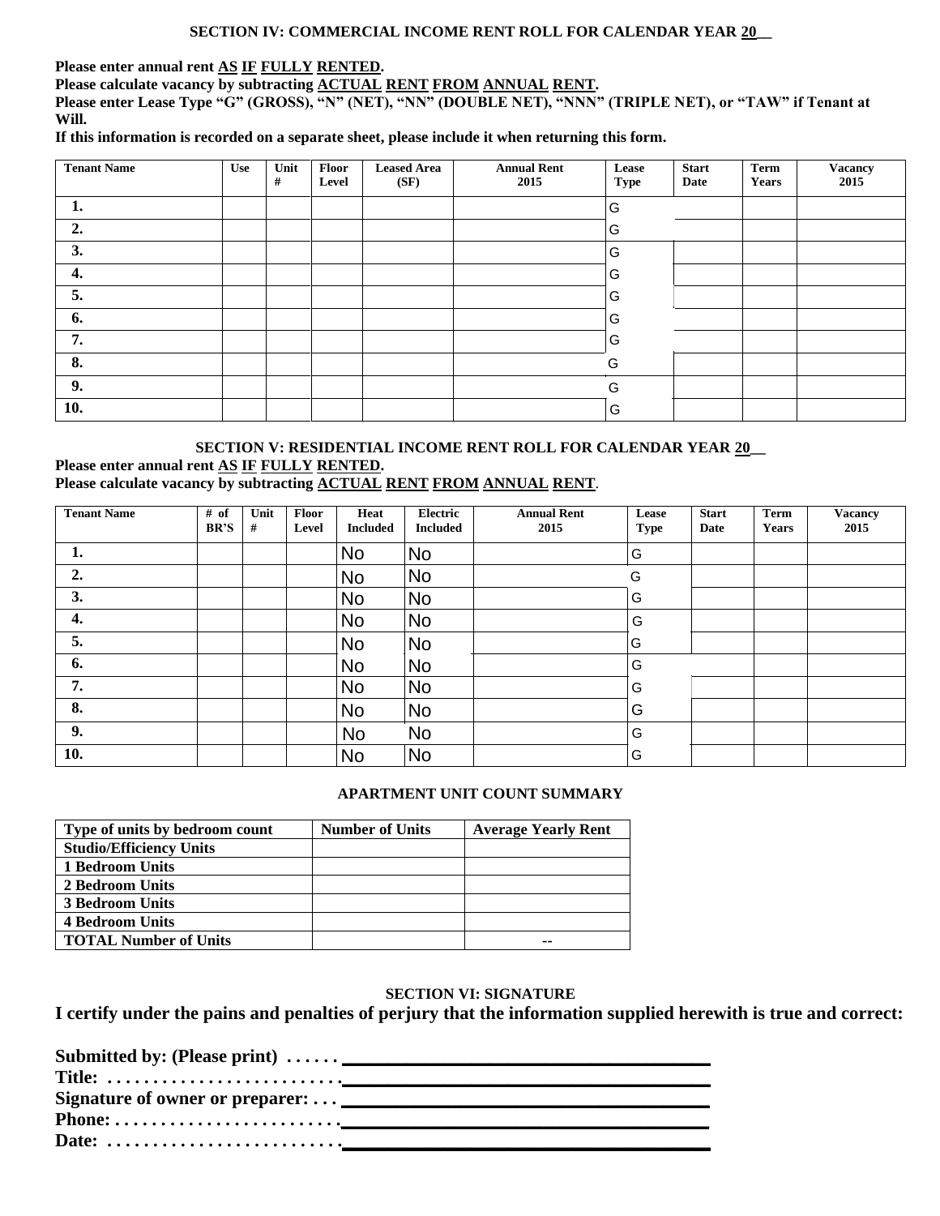### SECTION IV: COMMERCIAL INCOME RENT ROLL FOR CALENDAR YEAR 20__

**Please enter annual rent AS IF FULLY RENTED.**
**Please calculate vacancy by subtracting ACTUAL RENT FROM ANNUAL RENT.**
**Please enter Lease Type "G" (GROSS), "N" (NET), "NN" (DOUBLE NET), "NNN" (TRIPLE NET), or "TAW" if Tenant at Will.**
**If this information is recorded on a separate sheet, please include it when returning this form.**

| Tenant Name | Use | Unit # | Floor Level | Leased Area (SF) | Annual Rent 2015 | Lease Type | Start Date | Term Years | Vacancy 2015 |
|---|---|---|---|---|---|---|---|---|---|
| 1. | | | | | | G | | | |
| 2. | | | | | | G | | | |
| 3. | | | | | | G | | | |
| 4. | | | | | | G | | | |
| 5. | | | | | | G | | | |
| 6. | | | | | | G | | | |
| 7. | | | | | | G | | | |
| 8. | | | | | | G | | | |
| 9. | | | | | | G | | | |
| 10. | | | | | | G | | | |

### SECTION V: RESIDENTIAL INCOME RENT ROLL FOR CALENDAR YEAR 20__

**Please enter annual rent AS IF FULLY RENTED.**
**Please calculate vacancy by subtracting ACTUAL RENT FROM ANNUAL RENT.**

| Tenant Name | # of BR'S | Unit # | Floor Level | Heat Included | Electric Included | Annual Rent 2015 | Lease Type | Start Date | Term Years | Vacancy 2015 |
|---|---|---|---|---|---|---|---|---|---|---|
| 1. | | | | No | No | | G | | | |
| 2. | | | | No | No | | G | | | |
| 3. | | | | No | No | | G | | | |
| 4. | | | | No | No | | G | | | |
| 5. | | | | No | No | | G | | | |
| 6. | | | | No | No | | G | | | |
| 7. | | | | No | No | | G | | | |
| 8. | | | | No | No | | G | | | |
| 9. | | | | No | No | | G | | | |
| 10. | | | | No | No | | G | | | |

### APARTMENT UNIT COUNT SUMMARY

| Type of units by bedroom count | Number of Units | Average Yearly Rent |
|---|---|---|
| Studio/Efficiency Units | | |
| 1 Bedroom Units | | |
| 2 Bedroom Units | | |
| 3 Bedroom Units | | |
| 4 Bedroom Units | | |
| TOTAL Number of Units | | -- |

### SECTION VI: SIGNATURE

**I certify under the pains and penalties of perjury that the information supplied herewith is true and correct:**

**Submitted by: (Please print)** . . . . . . ______________________________

**Title:** . . . . . . . . . . . . . . . . . . . . . . . . . ______________________________

**Signature of owner or preparer:** . . . ______________________________

**Phone:** . . . . . . . . . . . . . . . . . . . . . . . . ______________________________

**Date:** . . . . . . . . . . . . . . . . . . . . . . . . . ______________________________